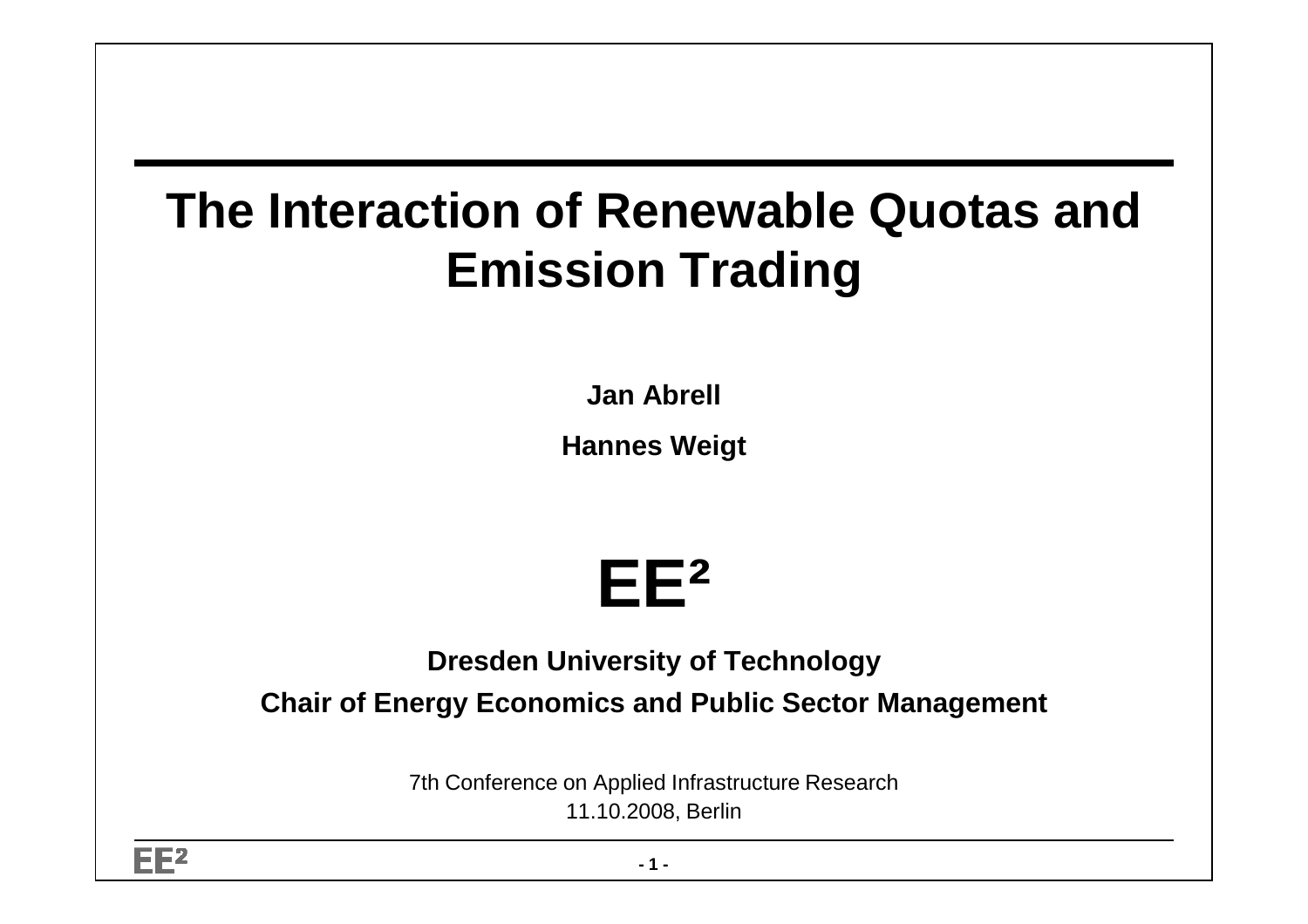# The Interaction of Renewable Quotas and Emission Trading

**Jan Abrell**

**Hannes Weigt**

# EE²

**Dresden University of Technology**

**Chair of Energy Economics and Public Sector Management**

7th Conference on Applied Infrastructure Research
11.10.2008, Berlin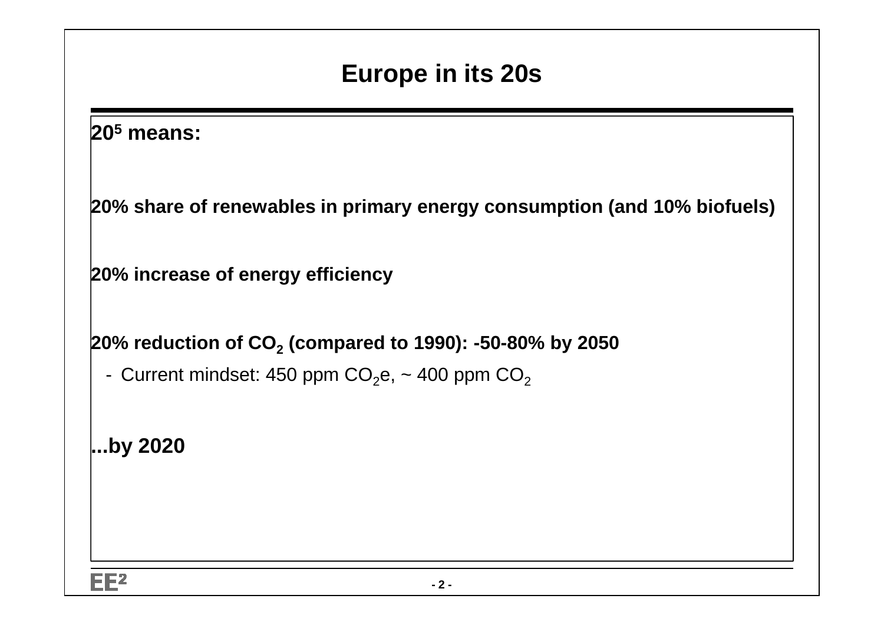# Europe in its 20s

**$20^5$ means:**

**20% share of renewables in primary energy consumption (and 10% biofuels)**

**20% increase of energy efficiency**

**20% reduction of $CO_2$ (compared to 1990): -50-80% by 2050**

- Current mindset: 450 ppm $CO_2$e, ~ 400 ppm $CO_2$

**...by 2020**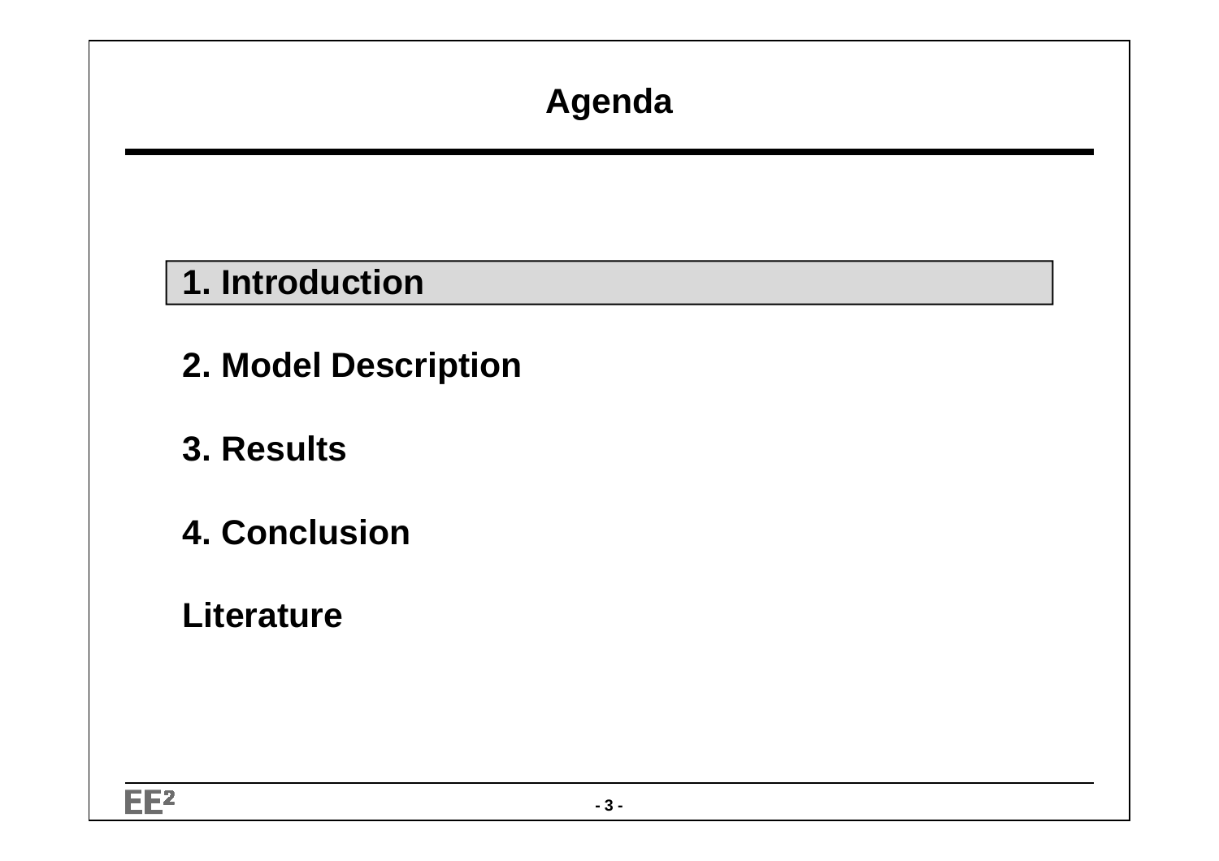# Agenda

**1. Introduction**

**2. Model Description**

**3. Results**

**4. Conclusion**

**Literature**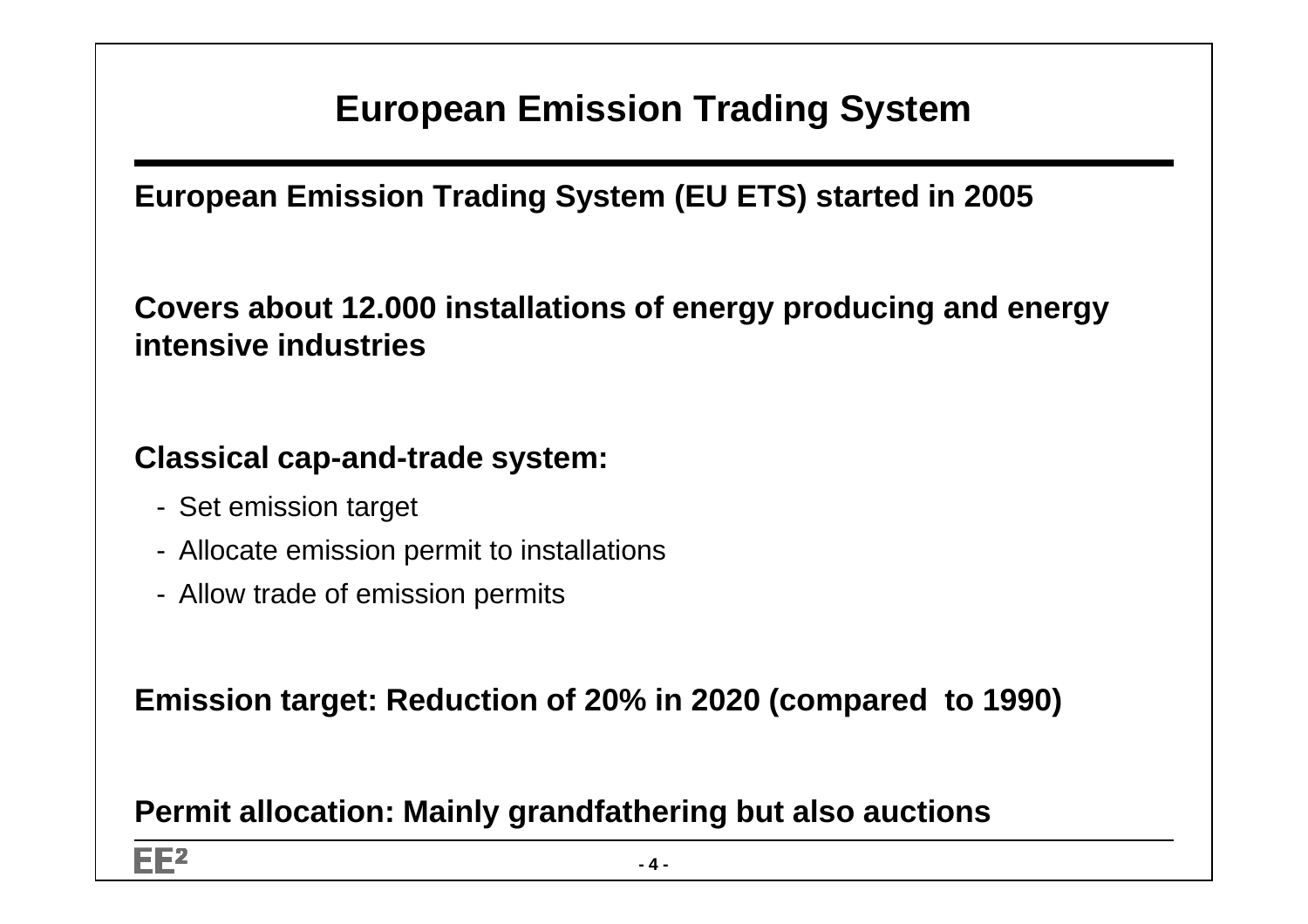# European Emission Trading System

**European Emission Trading System (EU ETS) started in 2005**

**Covers about 12.000 installations of energy producing and energy intensive industries**

**Classical cap-and-trade system:**

- Set emission target
- Allocate emission permit to installations
- Allow trade of emission permits

**Emission target: Reduction of 20% in 2020 (compared to 1990)**

**Permit allocation: Mainly grandfathering but also auctions**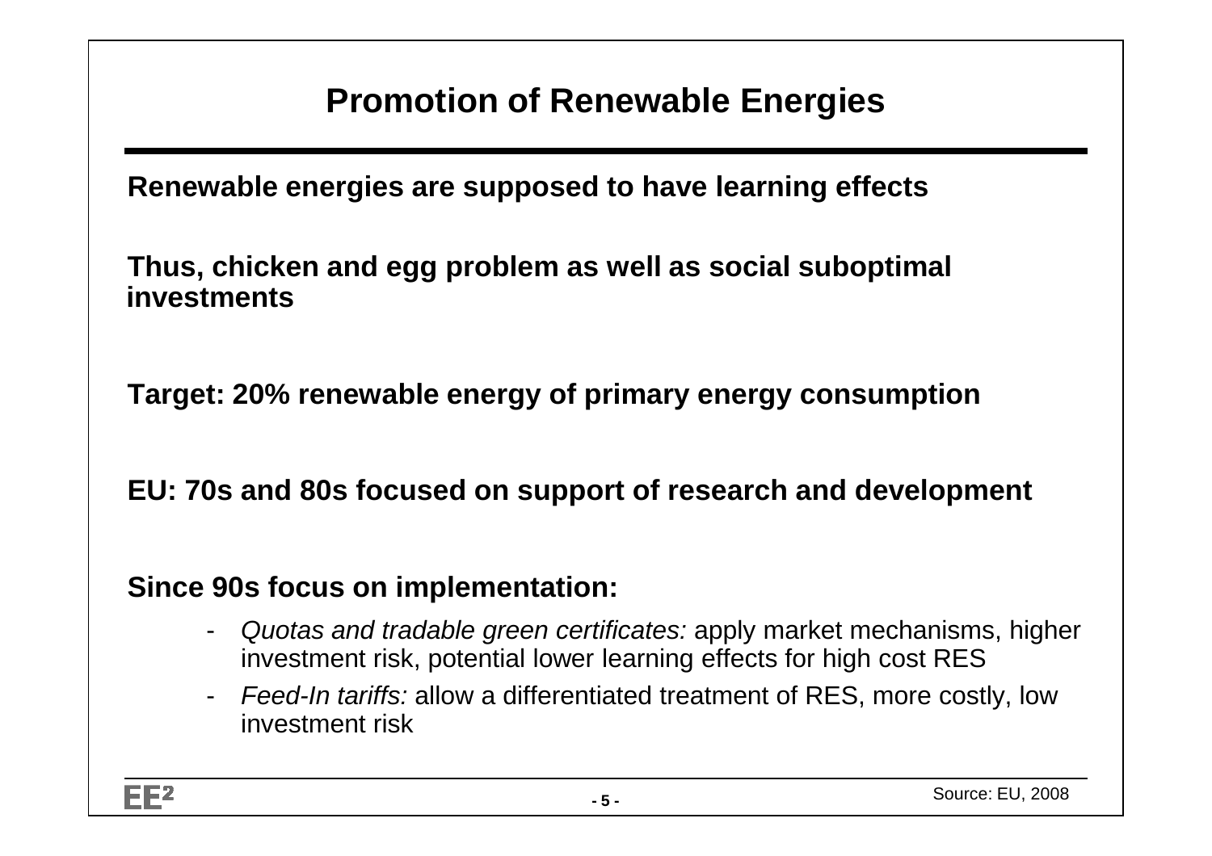# Promotion of Renewable Energies

**Renewable energies are supposed to have learning effects**

**Thus, chicken and egg problem as well as social suboptimal investments**

**Target: 20% renewable energy of primary energy consumption**

**EU: 70s and 80s focused on support of research and development**

**Since 90s focus on implementation:**

- *Quotas and tradable green certificates:* apply market mechanisms, higher investment risk, potential lower learning effects for high cost RES
- *Feed-In tariffs:* allow a differentiated treatment of RES, more costly, low investment risk

Source: EU, 2008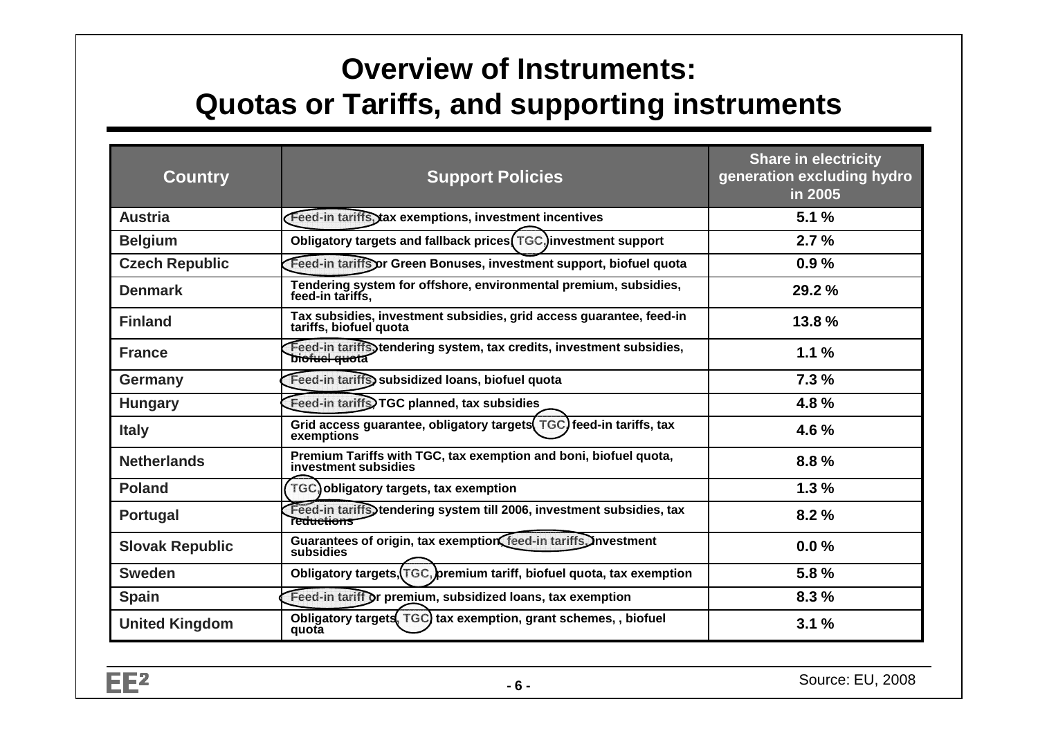# Overview of Instruments: Quotas or Tariffs, and supporting instruments

| Country | Support Policies | Share in electricity generation excluding hydro in 2005 |
| --- | --- | --- |
| Austria | Feed-in tariffs, tax exemptions, investment incentives | 5.1 % |
| Belgium | Obligatory targets and fallback prices, TGC, investment support | 2.7 % |
| Czech Republic | Feed-in tariffs or Green Bonuses, investment support, biofuel quota | 0.9 % |
| Denmark | Tendering system for offshore, environmental premium, subsidies, feed-in tariffs, | 29.2 % |
| Finland | Tax subsidies, investment subsidies, grid access guarantee, feed-in tariffs, biofuel quota | 13.8 % |
| France | Feed-in tariffs, tendering system, tax credits, investment subsidies, ~~biofuel quota~~ | 1.1 % |
| Germany | Feed-in tariffs, subsidized loans, biofuel quota | 7.3 % |
| Hungary | Feed-in tariffs, TGC planned, tax subsidies | 4.8 % |
| Italy | Grid access guarantee, obligatory targets, TGC, feed-in tariffs, tax exemptions | 4.6 % |
| Netherlands | Premium Tariffs with TGC, tax exemption and boni, biofuel quota, investment subsidies | 8.8 % |
| Poland | TGC, obligatory targets, tax exemption | 1.3 % |
| Portugal | Feed-in tariffs, tendering system till 2006, investment subsidies, tax ~~reductions~~ | 8.2 % |
| Slovak Republic | Guarantees of origin, tax exemption, feed-in tariffs, investment subsidies | 0.0 % |
| Sweden | Obligatory targets, TGC, premium tariff, biofuel quota, tax exemption | 5.8 % |
| Spain | Feed-in tariff or premium, subsidized loans, tax exemption | 8.3 % |
| United Kingdom | Obligatory targets, TGC, tax exemption, grant schemes, , biofuel quota | 3.1 % |

Source: EU, 2008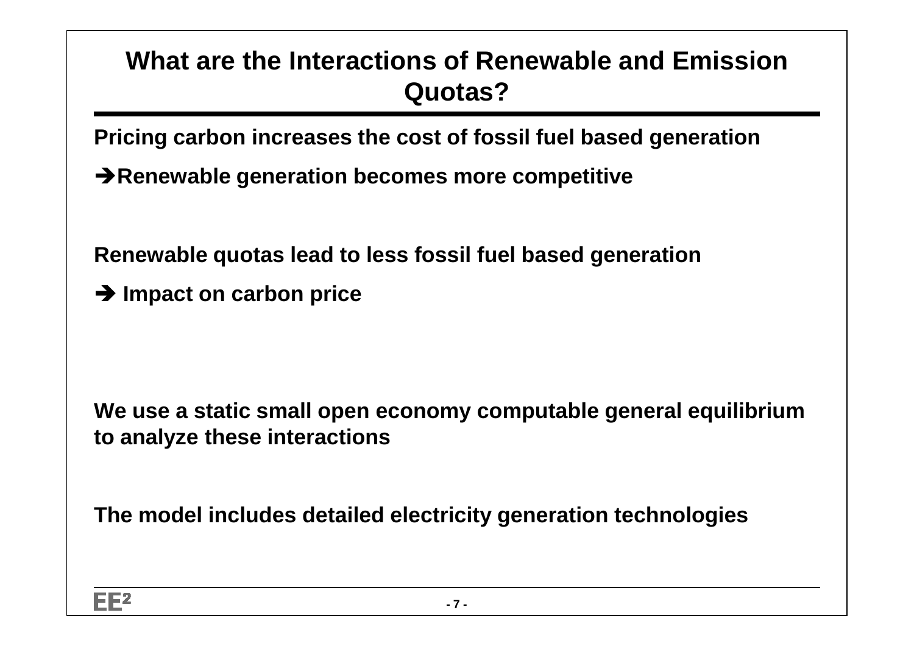# What are the Interactions of Renewable and Emission Quotas?

**Pricing carbon increases the cost of fossil fuel based generation**

**➔Renewable generation becomes more competitive**

**Renewable quotas lead to less fossil fuel based generation**

**➔ Impact on carbon price**

**We use a static small open economy computable general equilibrium to analyze these interactions**

**The model includes detailed electricity generation technologies**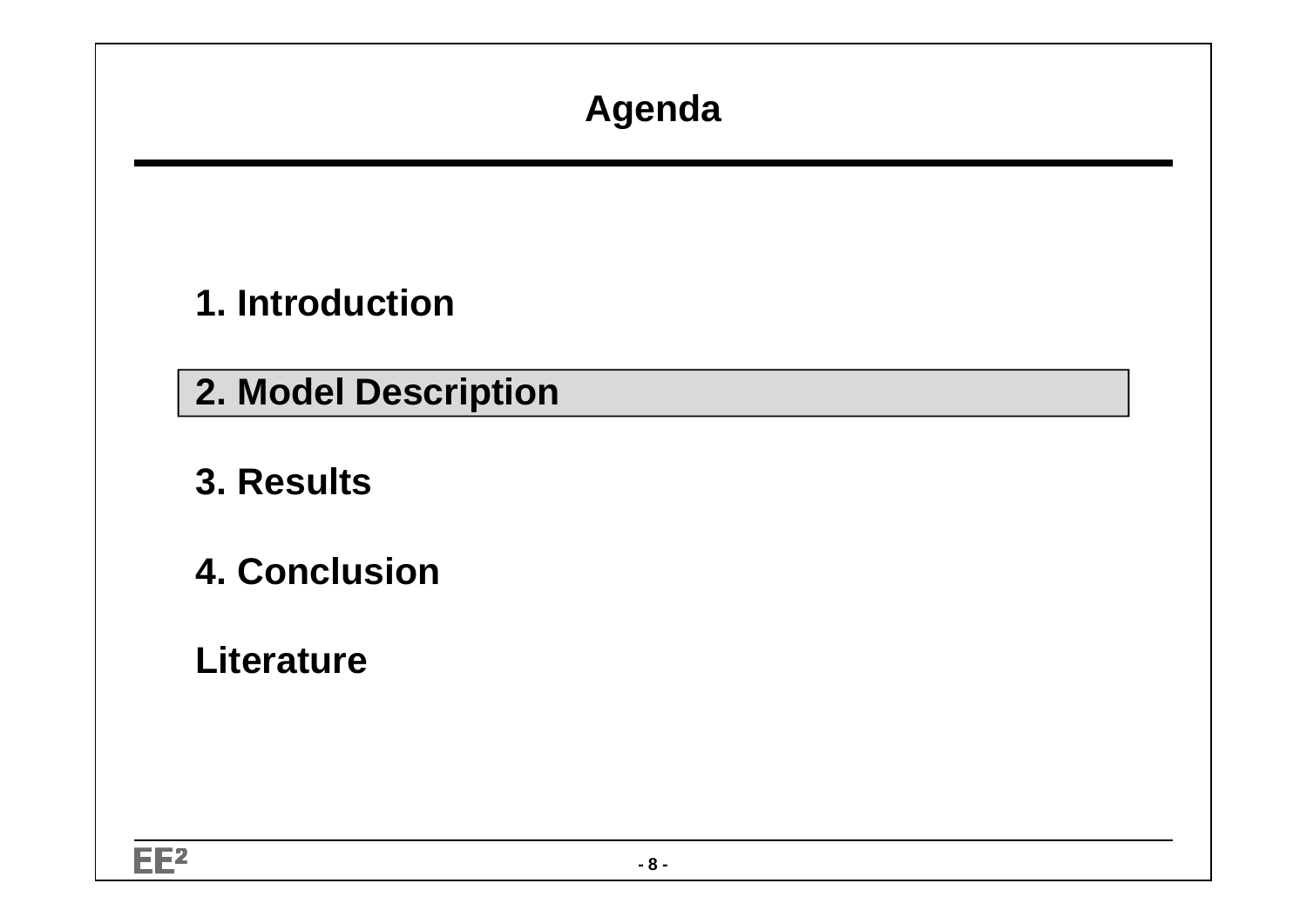# Agenda

1. Introduction

**2. Model Description**

3. Results

4. Conclusion

Literature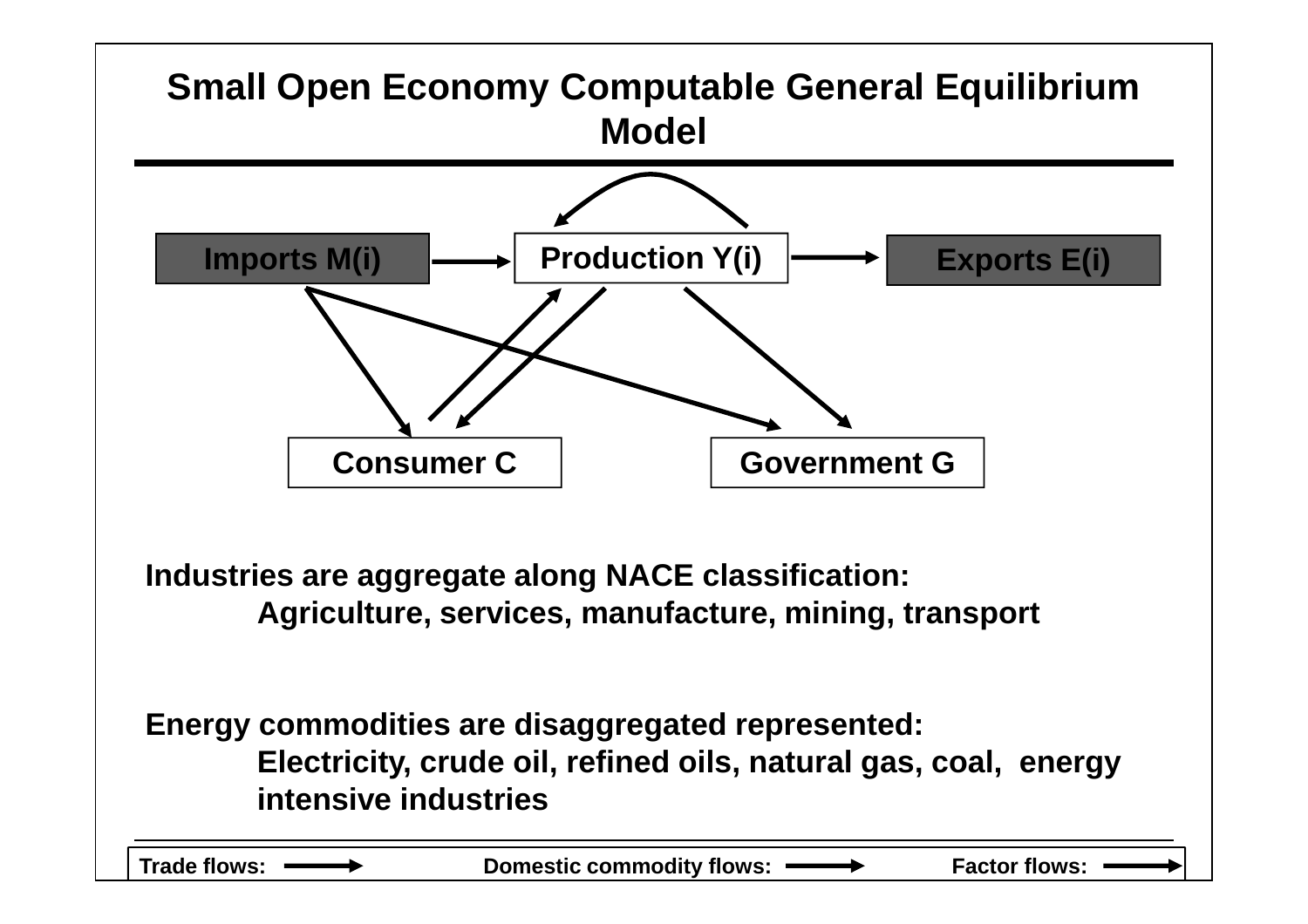# Small Open Economy Computable General Equilibrium Model

Imports M(i)

Production Y(i)

Exports E(i)

Consumer C

Government G

**Industries are aggregate along NACE classification:**

**Agriculture, services, manufacture, mining, transport**

**Energy commodities are disaggregated represented:**

**Electricity, crude oil, refined oils, natural gas, coal, energy intensive industries**

**Trade flows:** → **Domestic commodity flows:** → **Factor flows:** →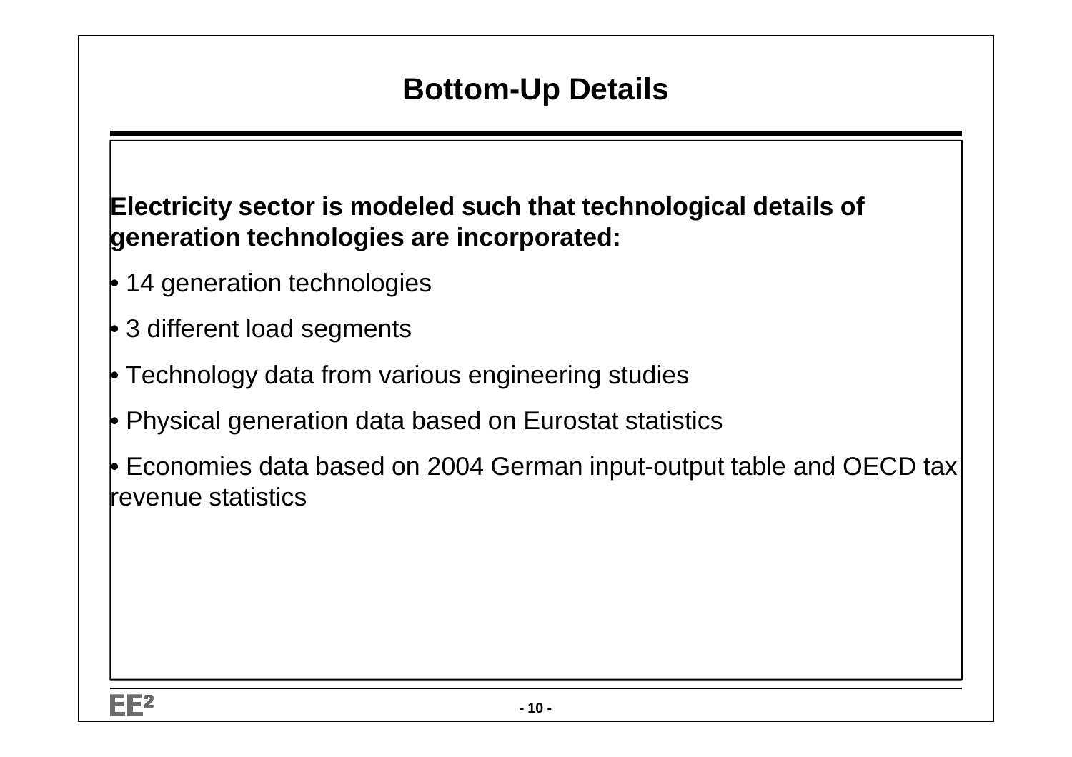# Bottom-Up Details

**Electricity sector is modeled such that technological details of generation technologies are incorporated:**

- 14 generation technologies
- 3 different load segments
- Technology data from various engineering studies
- Physical generation data based on Eurostat statistics
- Economies data based on 2004 German input-output table and OECD tax revenue statistics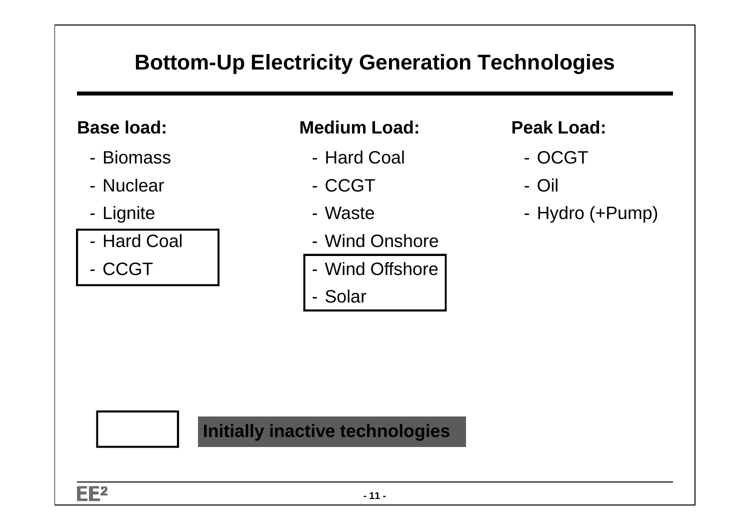# Bottom-Up Electricity Generation Technologies

**Base load:**

- Biomass
- Nuclear
- Lignite
- Hard Coal
- CCGT

**Medium Load:**

- Hard Coal
- CCGT
- Waste
- Wind Onshore
- Wind Offshore
- Solar

**Peak Load:**

- OCGT
- Oil
- Hydro (+Pump)

Boxed: Initially inactive technologies (Base load: Hard Coal, CCGT; Medium Load: Wind Offshore, Solar)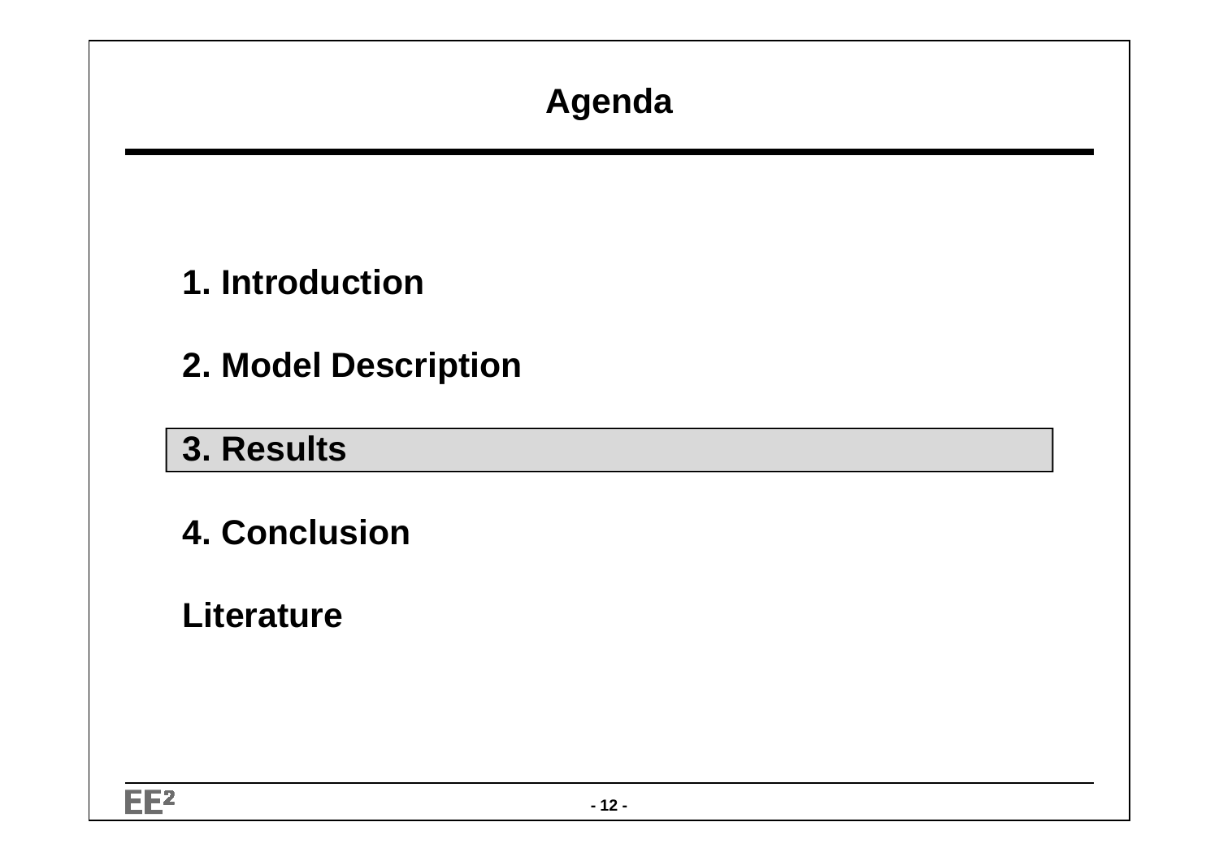# Agenda

1. Introduction

2. Model Description

3. Results

4. Conclusion

Literature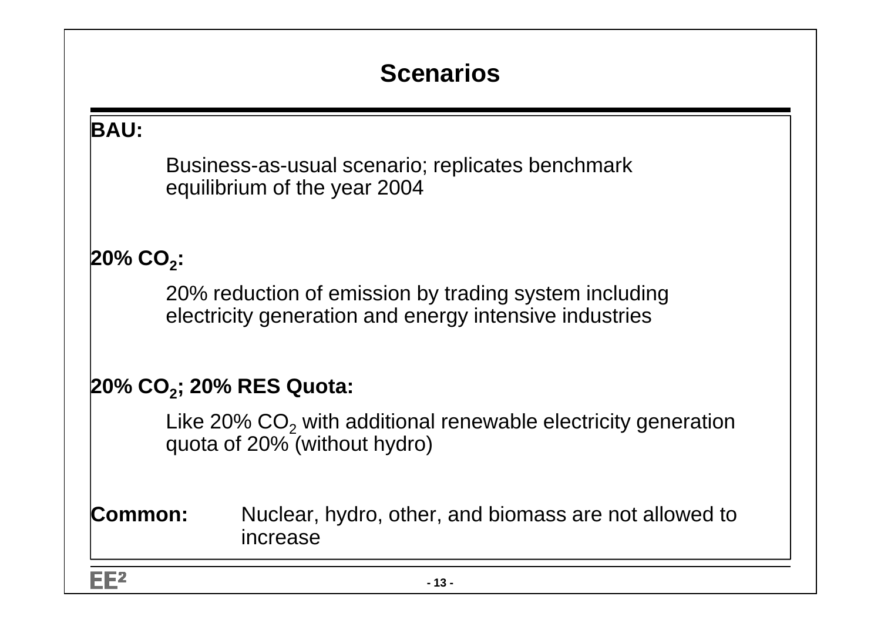# Scenarios

**BAU:**

Business-as-usual scenario; replicates benchmark equilibrium of the year 2004

**20% $CO_2$:**

20% reduction of emission by trading system including electricity generation and energy intensive industries

**20% $CO_2$; 20% RES Quota:**

Like 20% $CO_2$ with additional renewable electricity generation quota of 20% (without hydro)

**Common:** Nuclear, hydro, other, and biomass are not allowed to increase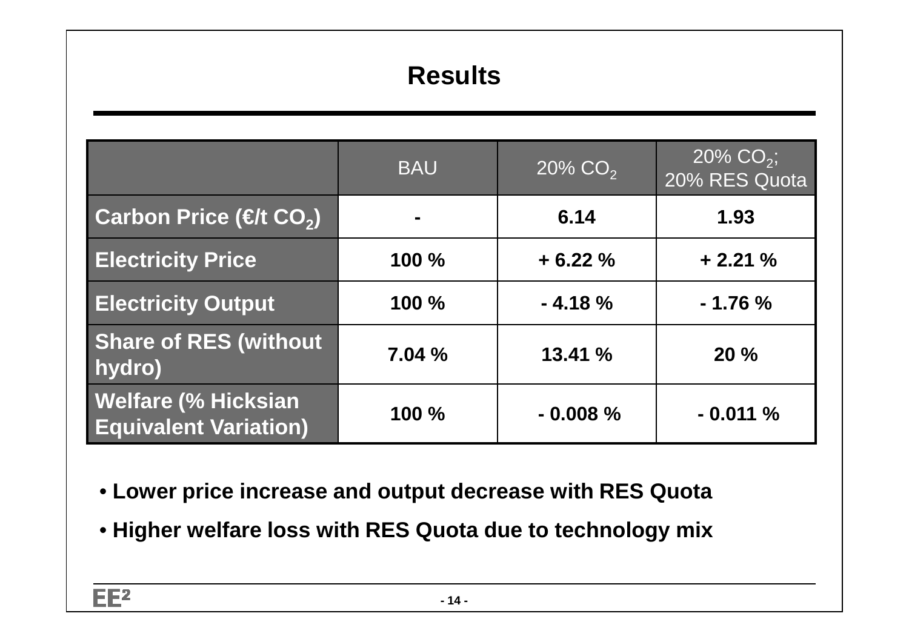# Results

| | BAU | 20% $CO_2$ | 20% $CO_2$; 20% RES Quota |
|---|---|---|---|
| **Carbon Price (€/t $CO_2$)** | **-** | **6.14** | **1.93** |
| **Electricity Price** | **100 %** | **+ 6.22 %** | **+ 2.21 %** |
| **Electricity Output** | **100 %** | **- 4.18 %** | **- 1.76 %** |
| **Share of RES (without hydro)** | **7.04 %** | **13.41 %** | **20 %** |
| **Welfare (% Hicksian Equivalent Variation)** | **100 %** | **- 0.008 %** | **- 0.011 %** |

- **Lower price increase and output decrease with RES Quota**
- **Higher welfare loss with RES Quota due to technology mix**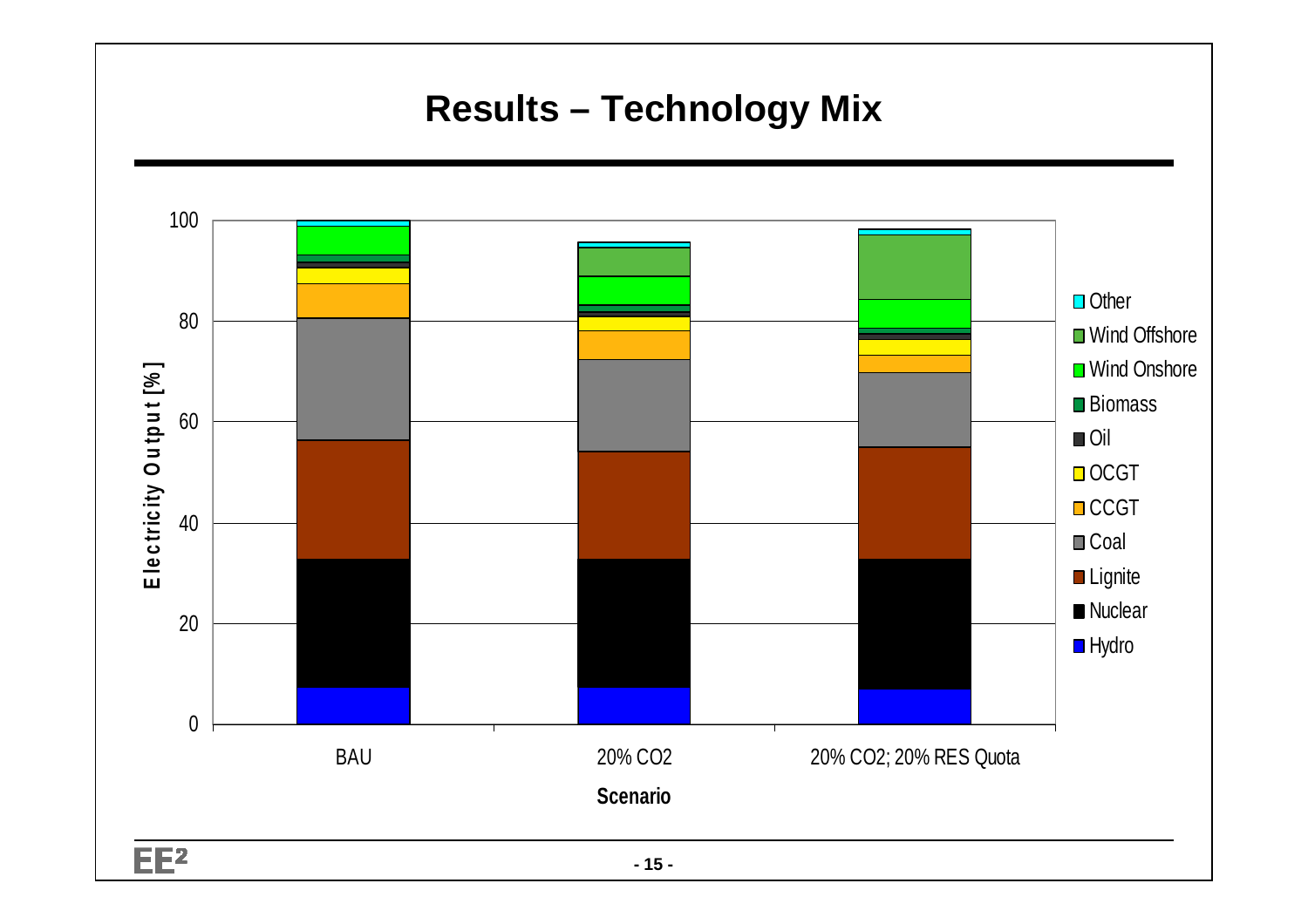# Results – Technology Mix

Electricity Output [%]

100
80
60
40
20
0

BAU | 20% CO2 | 20% CO2; 20% RES Quota

Scenario

- Other
- Wind Offshore
- Wind Onshore
- Biomass
- Oil
- OCGT
- CCGT
- Coal
- Lignite
- Nuclear
- Hydro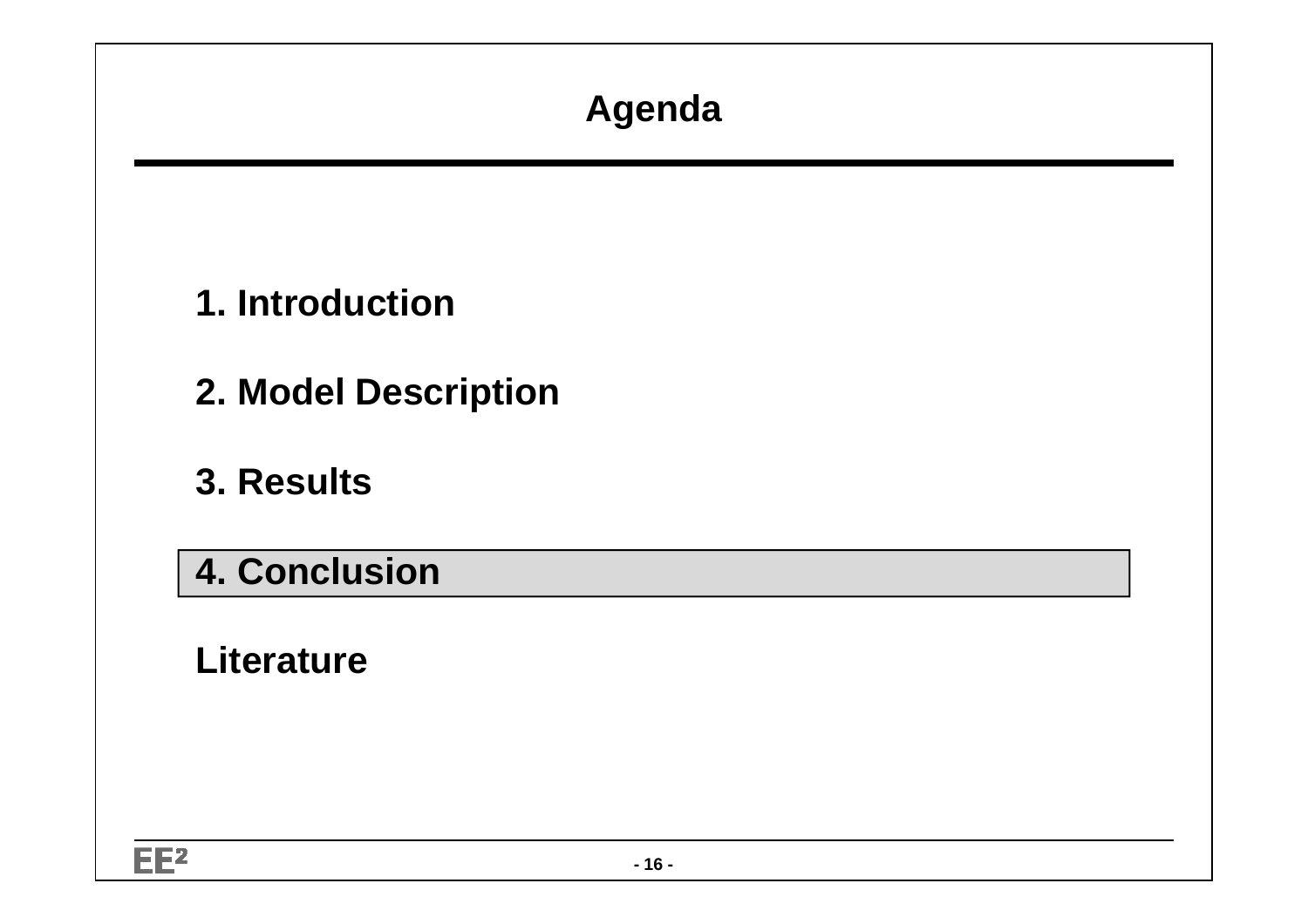# Agenda

1. Introduction
2. Model Description
3. Results
4. **Conclusion**

Literature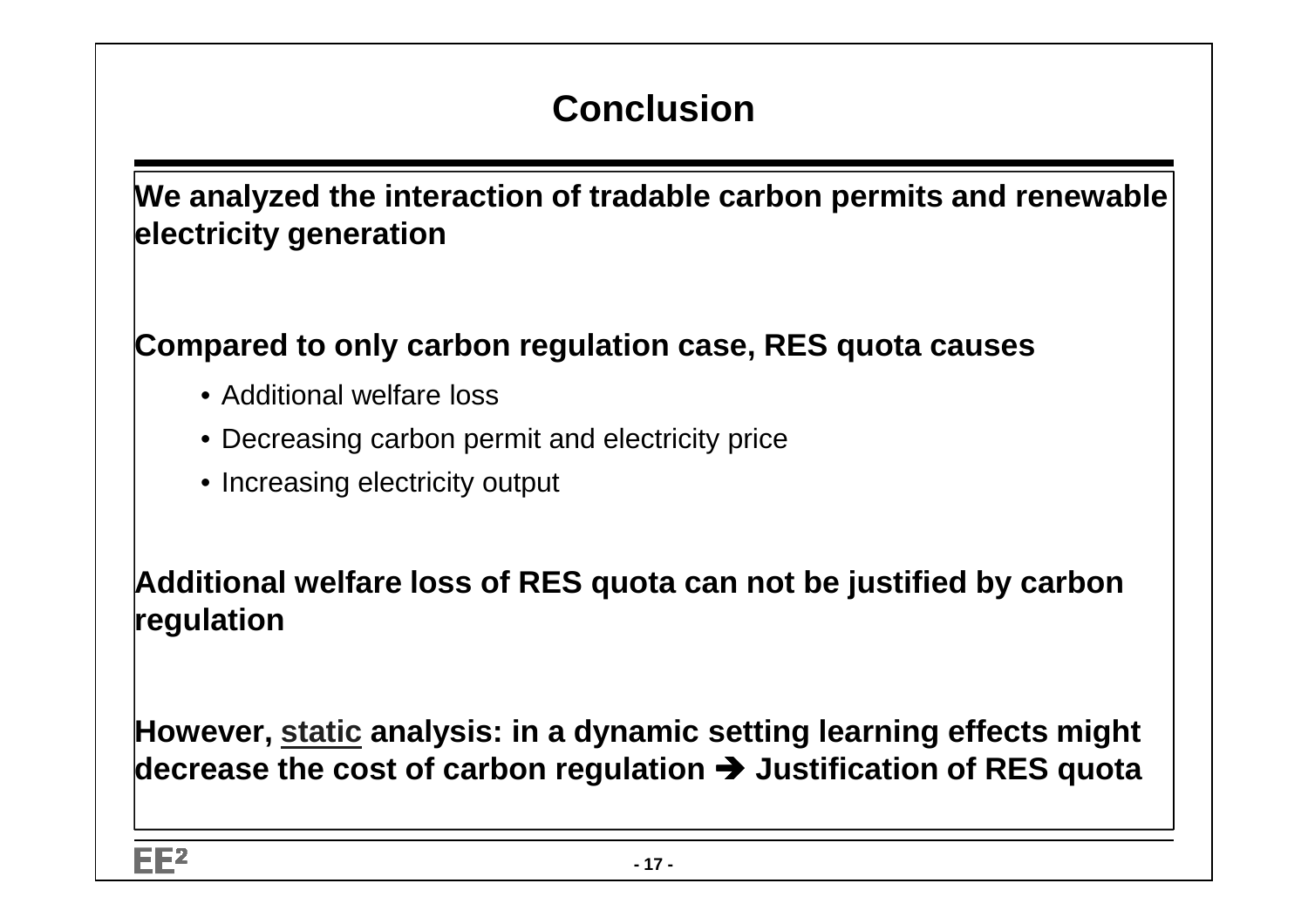# Conclusion

**We analyzed the interaction of tradable carbon permits and renewable electricity generation**

**Compared to only carbon regulation case, RES quota causes**

- Additional welfare loss
- Decreasing carbon permit and electricity price
- Increasing electricity output

**Additional welfare loss of RES quota can not be justified by carbon regulation**

**However, <u>static</u> analysis: in a dynamic setting learning effects might decrease the cost of carbon regulation ➔ Justification of RES quota**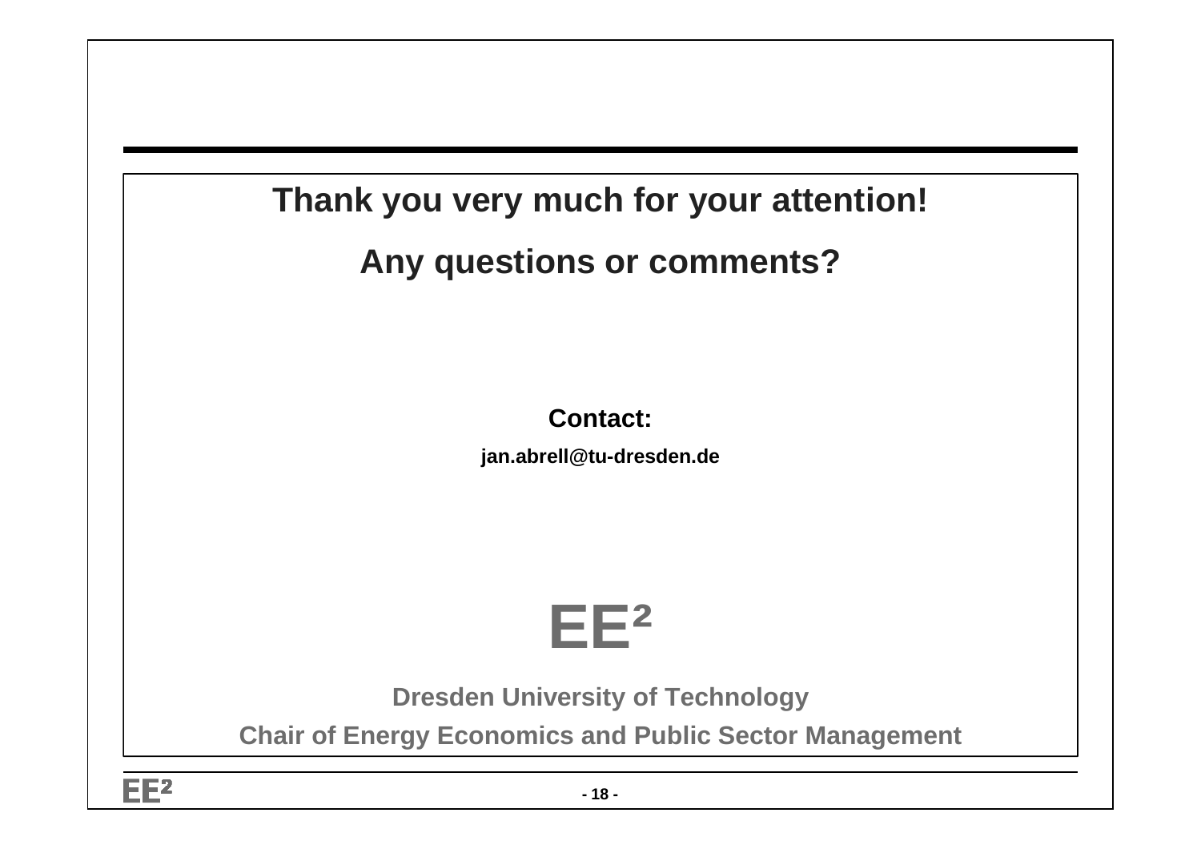## Thank you very much for your attention!

## Any questions or comments?

**Contact:**

**jan.abrell@tu-dresden.de**

# EE²

**Dresden University of Technology**

**Chair of Energy Economics and Public Sector Management**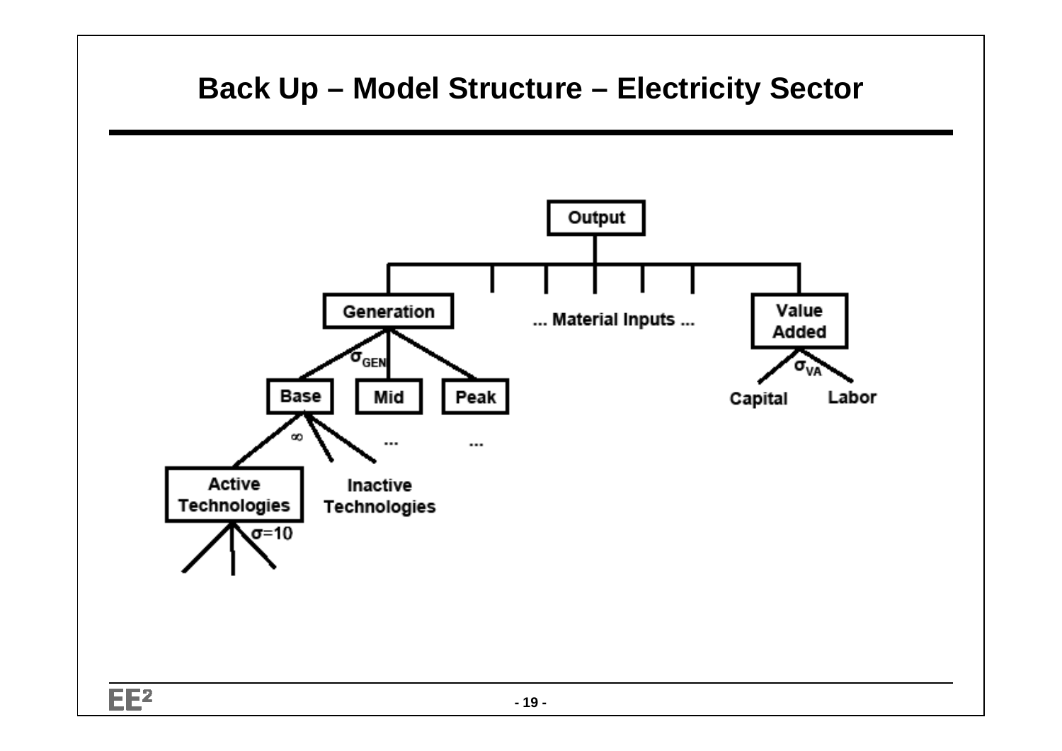# Back Up – Model Structure – Electricity Sector

Output

Generation | ... Material Inputs ... | Value Added

$\sigma_{GEN}$

Base | Mid | Peak

$\infty$

...  ...

Active Technologies | Inactive Technologies

$\sigma$=10

$\sigma_{VA}$

Capital | Labor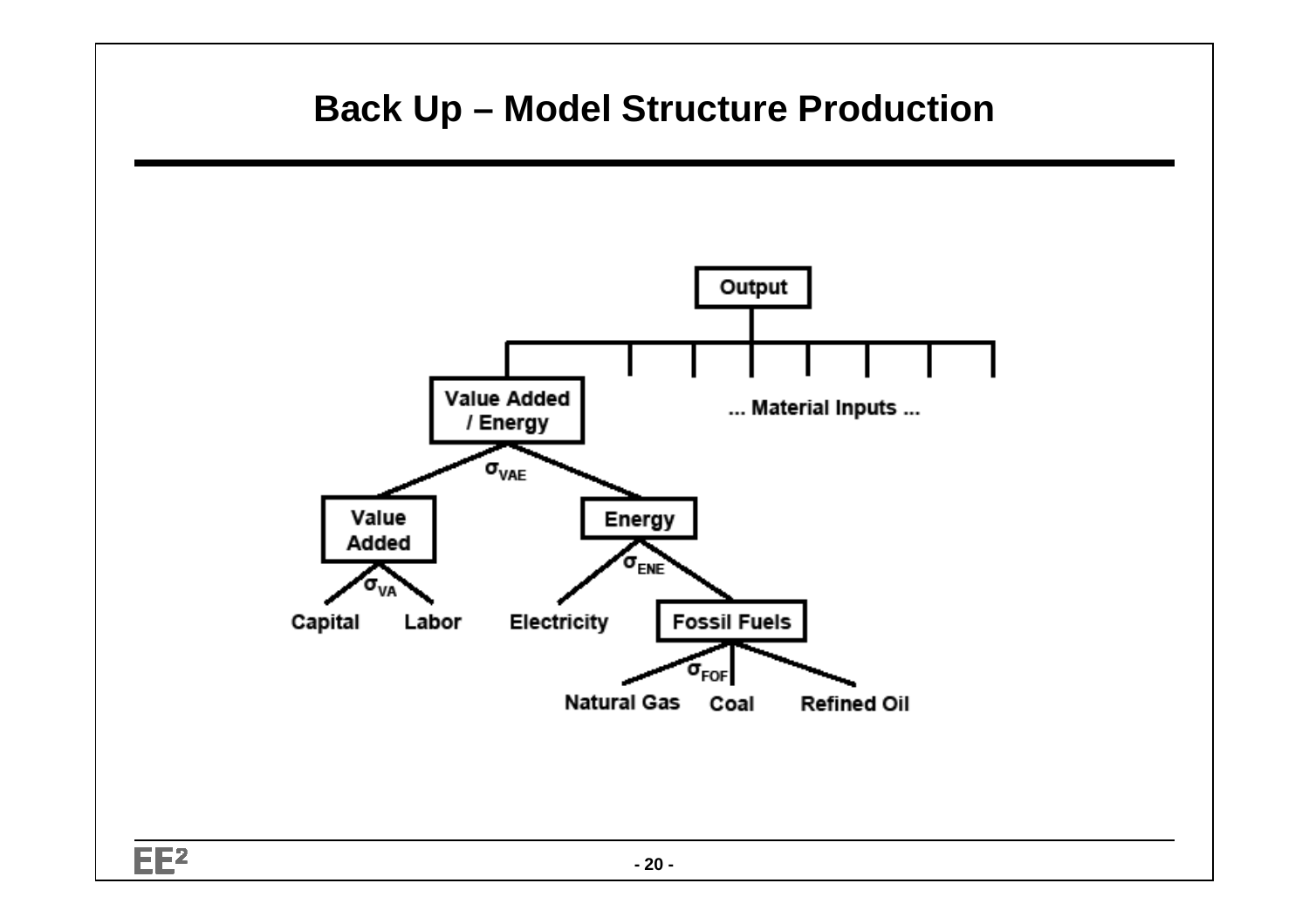# Back Up – Model Structure Production

Output

Value Added / Energy

... Material Inputs ...

$\sigma_{VAE}$

Value Added

Energy

$\sigma_{VA}$

$\sigma_{ENE}$

Capital

Labor

Electricity

Fossil Fuels

$\sigma_{FOF}$

Natural Gas

Coal

Refined Oil